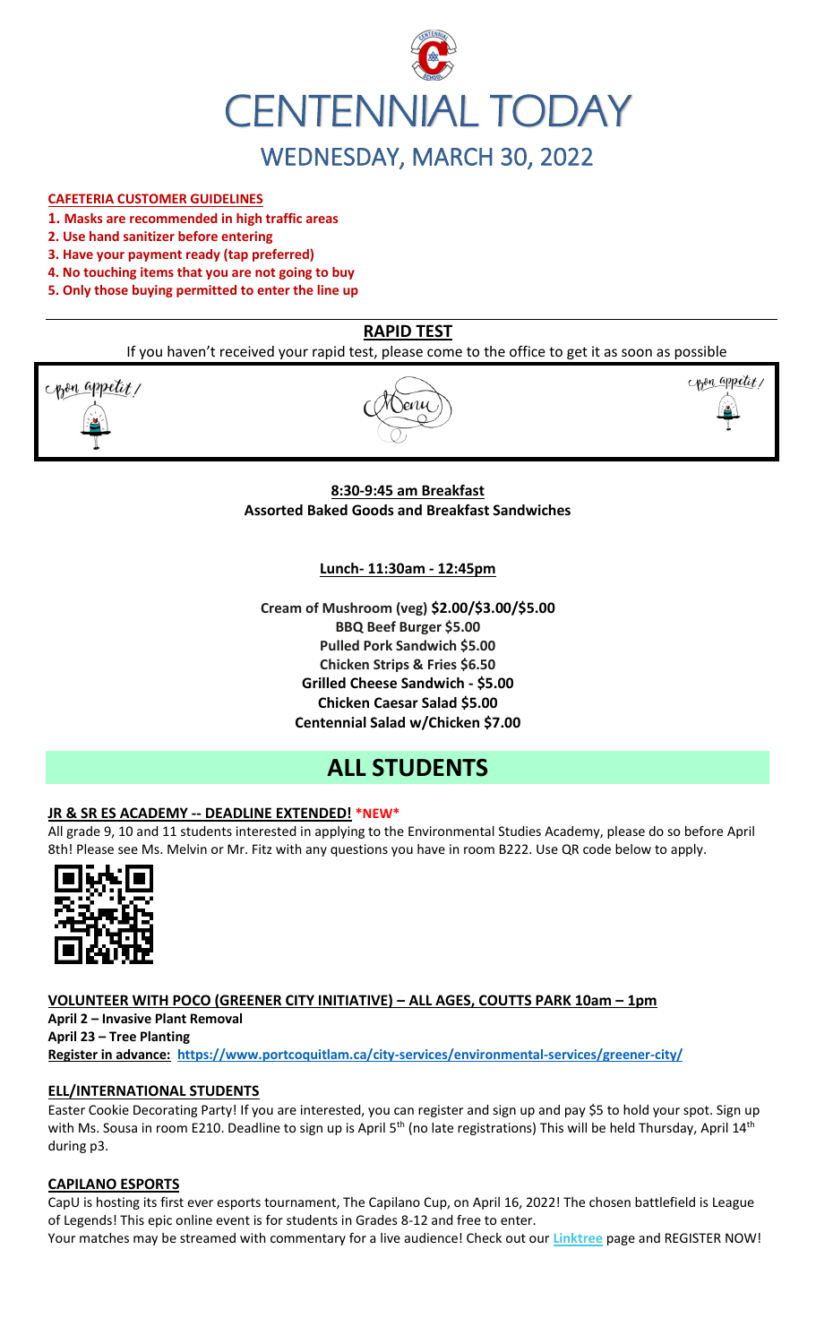# CENTENNIAL TODAY

## WEDNESDAY, MARCH 30, 2022

**CAFETERIA CUSTOMER GUIDELINES**

1. **Masks are recommended in high traffic areas**
2. **Use hand sanitizer before entering**
3. **Have your payment ready (tap preferred)**
4. **No touching items that you are not going to buy**
5. **Only those buying permitted to enter the line up**

## RAPID TEST

If you haven't received your rapid test, please come to the office to get it as soon as possible

Bon appetit! Menu Bon appetit!

**8:30-9:45 am Breakfast**
**Assorted Baked Goods and Breakfast Sandwiches**

**Lunch- 11:30am - 12:45pm**

**Cream of Mushroom (veg) $2.00/$3.00/$5.00**
**BBQ Beef Burger $5.00**
**Pulled Pork Sandwich $5.00**
**Chicken Strips & Fries $6.50**
**Grilled Cheese Sandwich - $5.00**
**Chicken Caesar Salad $5.00**
**Centennial Salad w/Chicken $7.00**

# ALL STUDENTS

### JR & SR ES ACADEMY -- DEADLINE EXTENDED! *NEW*

All grade 9, 10 and 11 students interested in applying to the Environmental Studies Academy, please do so before April 8th! Please see Ms. Melvin or Mr. Fitz with any questions you have in room B222. Use QR code below to apply.

### VOLUNTEER WITH POCO (GREENER CITY INITIATIVE) – ALL AGES, COUTTS PARK 10am – 1pm

**April 2 – Invasive Plant Removal**
**April 23 – Tree Planting**
**Register in advance: https://www.portcoquitlam.ca/city-services/environmental-services/greener-city/**

### ELL/INTERNATIONAL STUDENTS

Easter Cookie Decorating Party! If you are interested, you can register and sign up and pay $5 to hold your spot. Sign up with Ms. Sousa in room E210. Deadline to sign up is April 5th (no late registrations) This will be held Thursday, April 14th during p3.

### CAPILANO ESPORTS

CapU is hosting its first ever esports tournament, The Capilano Cup, on April 16, 2022! The chosen battlefield is League of Legends! This epic online event is for students in Grades 8-12 and free to enter.
Your matches may be streamed with commentary for a live audience! Check out our **Linktree** page and REGISTER NOW!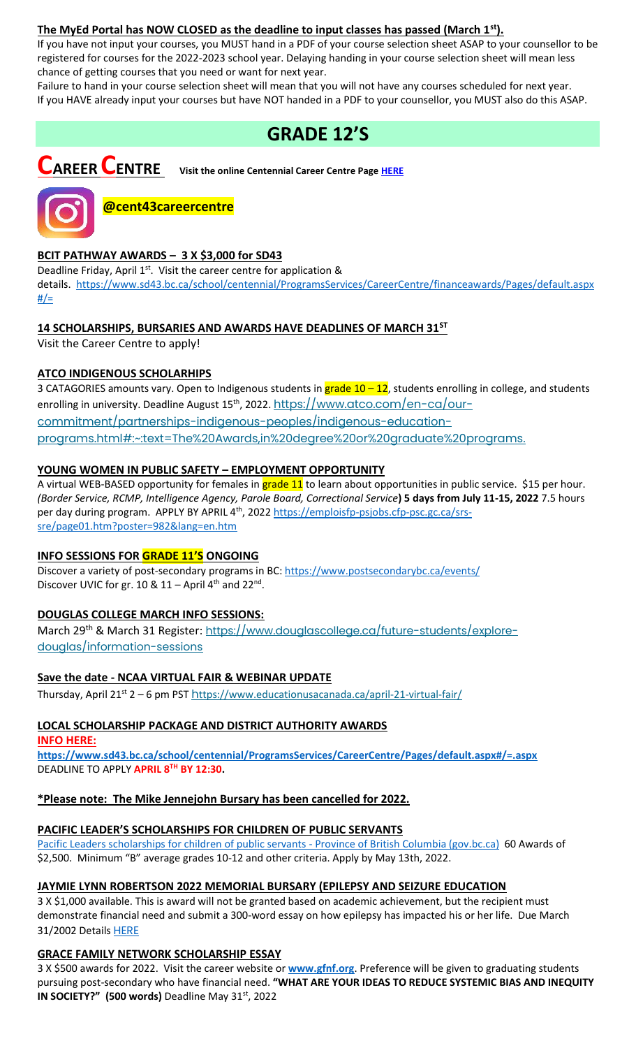**The MyEd Portal has NOW CLOSED as the deadline to input classes has passed (March 1st).**

If you have not input your courses, you MUST hand in a PDF of your course selection sheet ASAP to your counsellor to be registered for courses for the 2022-2023 school year. Delaying handing in your course selection sheet will mean less chance of getting courses that you need or want for next year.

Failure to hand in your course selection sheet will mean that you will not have any courses scheduled for next year.

If you HAVE already input your courses but have NOT handed in a PDF to your counsellor, you MUST also do this ASAP.

# GRADE 12'S

## CAREER CENTRE

**Visit the online Centennial Career Centre Page HERE**

**@cent43careercentre**

### BCIT PATHWAY AWARDS – 3 X $3,000 for SD43

Deadline Friday, April 1st. Visit the career centre for application & details. https://www.sd43.bc.ca/school/centennial/ProgramsServices/CareerCentre/financeawards/Pages/default.aspx#/=

### 14 SCHOLARSHIPS, BURSARIES AND AWARDS HAVE DEADLINES OF MARCH 31ST

Visit the Career Centre to apply!

### ATCO INDIGENOUS SCHOLARHIPS

3 CATAGORIES amounts vary. Open to Indigenous students in grade 10 – 12, students enrolling in college, and students enrolling in university. Deadline August 15th, 2022. https://www.atco.com/en-ca/our-commitment/partnerships-indigenous-peoples/indigenous-education-programs.html#:~:text=The%20Awards,in%20degree%20or%20graduate%20programs.

### YOUNG WOMEN IN PUBLIC SAFETY – EMPLOYMENT OPPORTUNITY

A virtual WEB-BASED opportunity for females in grade 11 to learn about opportunities in public service. $15 per hour. *(Border Service, RCMP, Intelligence Agency, Parole Board, Correctional Service)* **5 days from July 11-15, 2022** 7.5 hours per day during program. APPLY BY APRIL 4th, 2022 https://emploisfp-psjobs.cfp-psc.gc.ca/srs-sre/page01.htm?poster=982&lang=en.htm

### INFO SESSIONS FOR GRADE 11'S ONGOING

Discover a variety of post-secondary programs in BC: https://www.postsecondarybc.ca/events/

Discover UVIC for gr. 10 & 11 – April 4th and 22nd.

### DOUGLAS COLLEGE MARCH INFO SESSIONS:

March 29th & March 31 Register: https://www.douglascollege.ca/future-students/explore-douglas/information-sessions

### Save the date - NCAA VIRTUAL FAIR & WEBINAR UPDATE

Thursday, April 21st 2 – 6 pm PST https://www.educationusacanada.ca/april-21-virtual-fair/

### LOCAL SCHOLARSHIP PACKAGE AND DISTRICT AUTHORITY AWARDS

**INFO HERE:**

**https://www.sd43.bc.ca/school/centennial/ProgramsServices/CareerCentre/Pages/default.aspx#/=.aspx**

DEADLINE TO APPLY **APRIL 8TH BY 12:30.**

**\*Please note: The Mike Jennejohn Bursary has been cancelled for 2022.**

### PACIFIC LEADER'S SCHOLARSHIPS FOR CHILDREN OF PUBLIC SERVANTS

Pacific Leaders scholarships for children of public servants - Province of British Columbia (gov.bc.ca) 60 Awards of $2,500. Minimum "B" average grades 10-12 and other criteria. Apply by May 13th, 2022.

### JAYMIE LYNN ROBERTSON 2022 MEMORIAL BURSARY (EPILEPSY AND SEIZURE EDUCATION

3 X $1,000 available. This is award will not be granted based on academic achievement, but the recipient must demonstrate financial need and submit a 300-word essay on how epilepsy has impacted his or her life. Due March 31/2002 Details HERE

### GRACE FAMILY NETWORK SCHOLARSHIP ESSAY

3 X $500 awards for 2022. Visit the career website or **www.gfnf.org**. Preference will be given to graduating students pursuing post-secondary who have financial need. **"WHAT ARE YOUR IDEAS TO REDUCE SYSTEMIC BIAS AND INEQUITY IN SOCIETY?" (500 words)** Deadline May 31st, 2022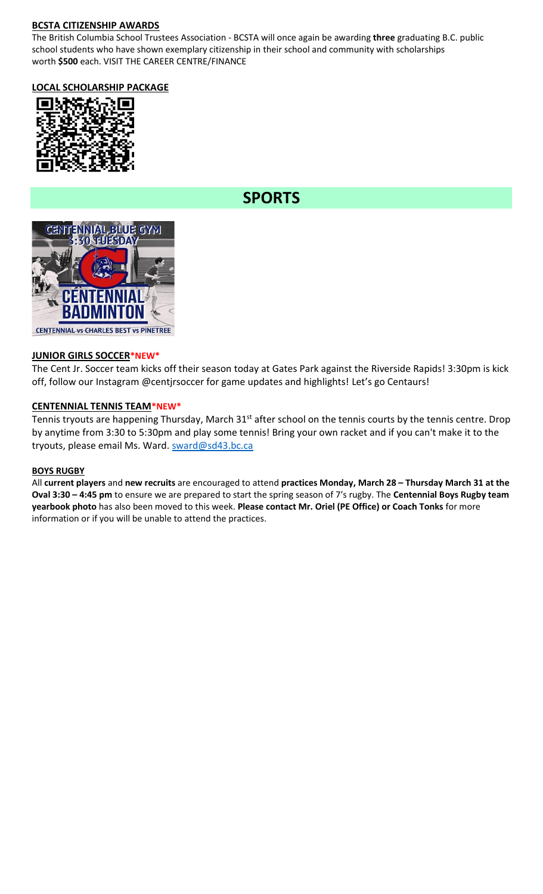**BCSTA CITIZENSHIP AWARDS**

The British Columbia School Trustees Association - BCSTA will once again be awarding **three** graduating B.C. public school students who have shown exemplary citizenship in their school and community with scholarships worth **$500** each. VISIT THE CAREER CENTRE/FINANCE

**LOCAL SCHOLARSHIP PACKAGE**

# SPORTS

**JUNIOR GIRLS SOCCER*NEW***

The Cent Jr. Soccer team kicks off their season today at Gates Park against the Riverside Rapids! 3:30pm is kick off, follow our Instagram @centjrsoccer for game updates and highlights! Let's go Centaurs!

**CENTENNIAL TENNIS TEAM*NEW***

Tennis tryouts are happening Thursday, March 31st after school on the tennis courts by the tennis centre. Drop by anytime from 3:30 to 5:30pm and play some tennis! Bring your own racket and if you can't make it to the tryouts, please email Ms. Ward. sward@sd43.bc.ca

**BOYS RUGBY**

All **current players** and **new recruits** are encouraged to attend **practices Monday, March 28 – Thursday March 31 at the Oval 3:30 – 4:45 pm** to ensure we are prepared to start the spring season of 7's rugby. The **Centennial Boys Rugby team yearbook photo** has also been moved to this week. **Please contact Mr. Oriel (PE Office) or Coach Tonks** for more information or if you will be unable to attend the practices.